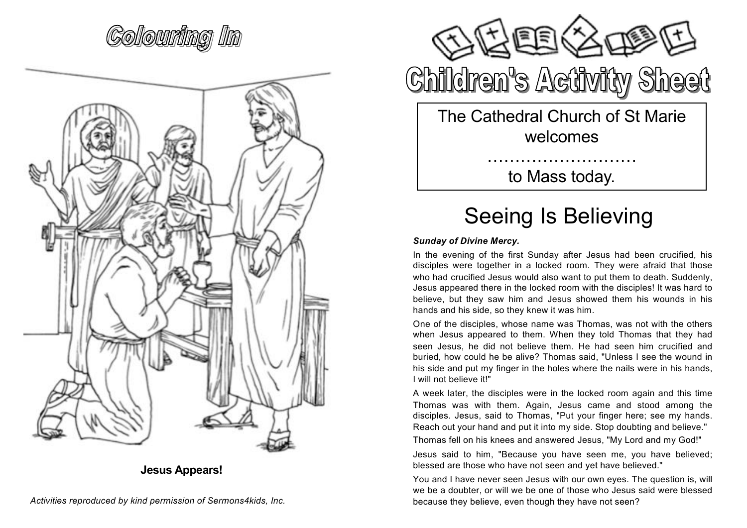# Colouring In

**Jesus Appears!**

*Activities reproduced by kind permission of Sermons4kids, Inc.*

# Children's Activity Sheet

The Cathedral Church of St Marie welcomes

..........................

to Mass today.

## Seeing Is Believing

***Sunday of Divine Mercy.***

In the evening of the first Sunday after Jesus had been crucified, his disciples were together in a locked room. They were afraid that those who had crucified Jesus would also want to put them to death. Suddenly, Jesus appeared there in the locked room with the disciples! It was hard to believe, but they saw him and Jesus showed them his wounds in his hands and his side, so they knew it was him.

One of the disciples, whose name was Thomas, was not with the others when Jesus appeared to them. When they told Thomas that they had seen Jesus, he did not believe them. He had seen him crucified and buried, how could he be alive? Thomas said, "Unless I see the wound in his side and put my finger in the holes where the nails were in his hands, I will not believe it!"

A week later, the disciples were in the locked room again and this time Thomas was with them. Again, Jesus came and stood among the disciples. Jesus, said to Thomas, "Put your finger here; see my hands. Reach out your hand and put it into my side. Stop doubting and believe."

Thomas fell on his knees and answered Jesus, "My Lord and my God!"

Jesus said to him, "Because you have seen me, you have believed; blessed are those who have not seen and yet have believed."

You and I have never seen Jesus with our own eyes. The question is, will we be a doubter, or will we be one of those who Jesus said were blessed because they believe, even though they have not seen?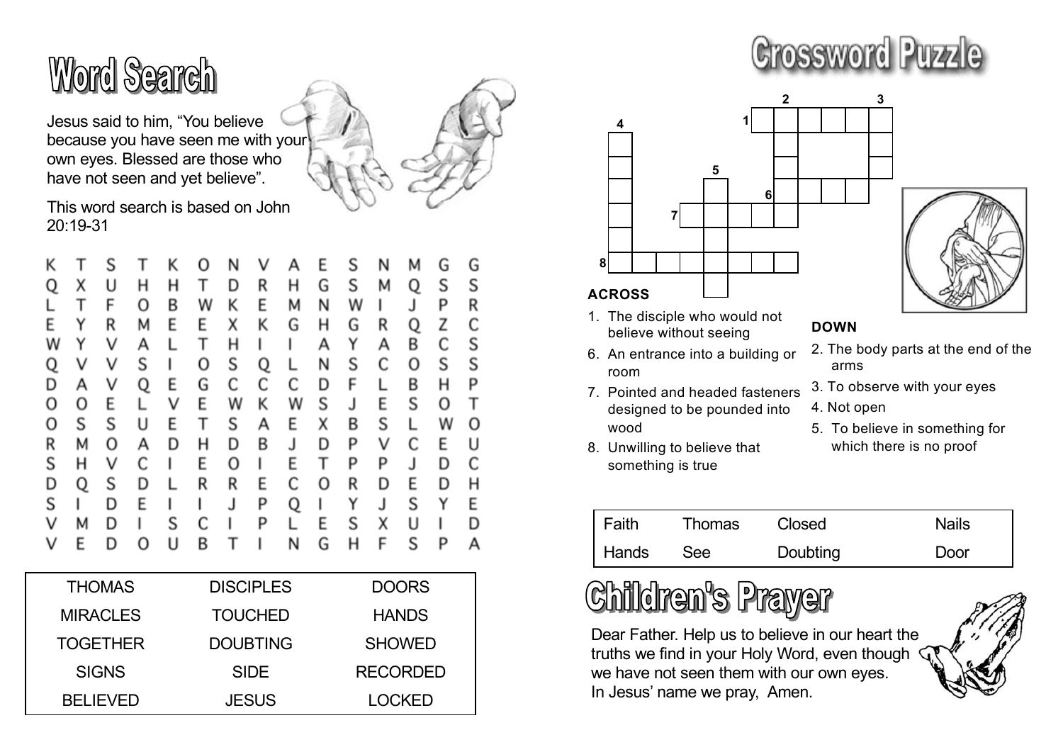# Word Search

Jesus said to him, "You believe because you have seen me with your own eyes. Blessed are those who have not seen and yet believe".

This word search is based on John 20:19-31

```
K T S T K O N V A E S N M G G
Q X U H H T D R H G S M Q S S
L T F O B W K E M N W I J P R
E Y R M E E X K G H G R Q Z C
W Y V A L T H I I A Y A B C S
Q V V S I O S Q L N S C O S S
D A V Q E G C C C D F L B H P
O O E L V E W K W S J E S O T
O S S U E T S A E X B S L W O
R M O A D H D B J D P V C E U
S H V C I E O I E T P P J D C
D Q S D L R R E C O R D E D H
S I D E I I J P Q I Y J S Y E
V M D I S C I P L E S X U I D
V E D O U B T I N G H F S P A
```

| | | |
|---|---|---|
| THOMAS | DISCIPLES | DOORS |
| MIRACLES | TOUCHED | HANDS |
| TOGETHER | DOUBTING | SHOWED |
| SIGNS | SIDE | RECORDED |
| BELIEVED | JESUS | LOCKED |

# Crossword Puzzle

**ACROSS**

1. The disciple who would not believe without seeing
6. An entrance into a building or room
7. Pointed and headed fasteners designed to be pounded into wood
8. Unwilling to believe that something is true

**DOWN**

2. The body parts at the end of the arms
3. To observe with your eyes
4. Not open
5. To believe in something for which there is no proof

| | | | |
|---|---|---|---|
| Faith | Thomas | Closed | Nails |
| Hands | See | Doubting | Door |

# Children's Prayer

Dear Father. Help us to believe in our heart the truths we find in your Holy Word, even though we have not seen them with our own eyes.
In Jesus' name we pray, Amen.